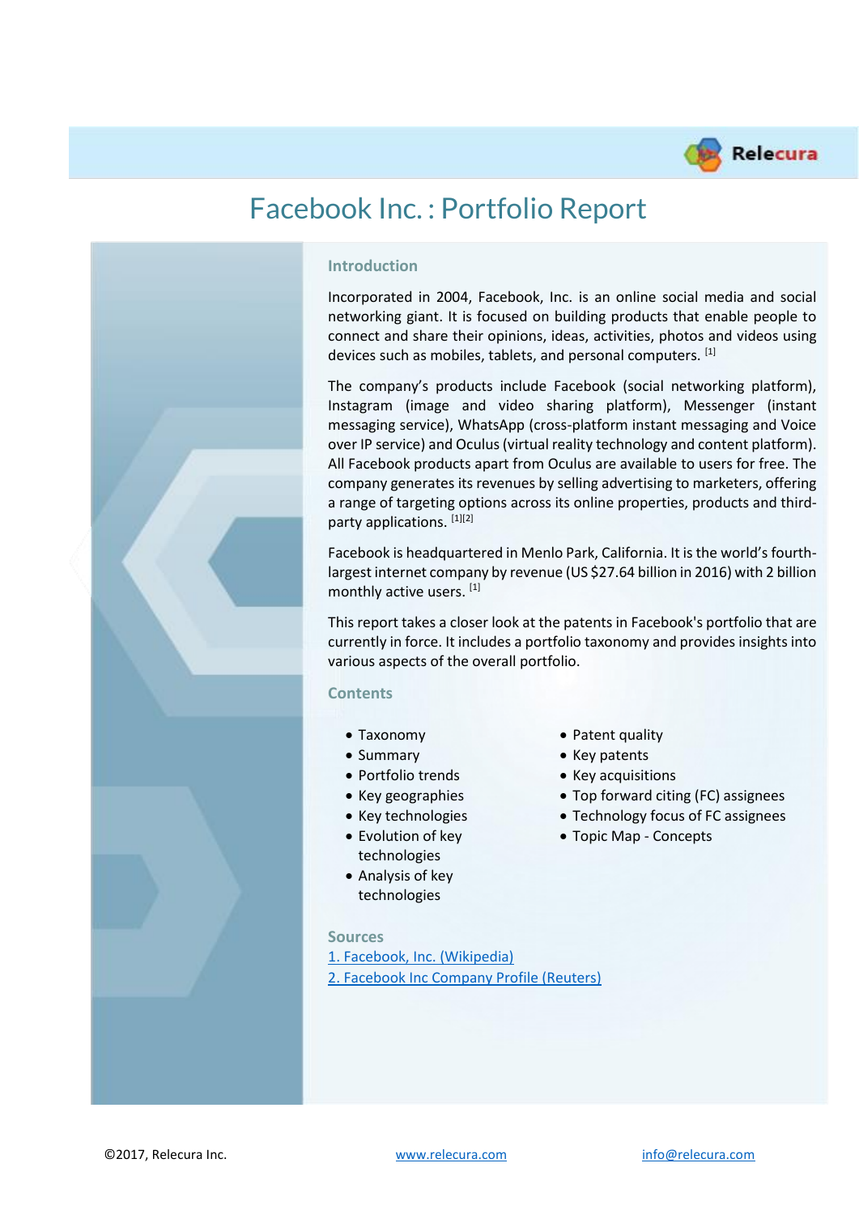# Facebook Inc. : Portfolio Report

## Introduction

Incorporated in 2004, Facebook, Inc. is an online social media and social networking giant. It is focused on building products that enable people to connect and share their opinions, ideas, activities, photos and videos using devices such as mobiles, tablets, and personal computers. [1]

The company's products include Facebook (social networking platform), Instagram (image and video sharing platform), Messenger (instant messaging service), WhatsApp (cross-platform instant messaging and Voice over IP service) and Oculus (virtual reality technology and content platform). All Facebook products apart from Oculus are available to users for free. The company generates its revenues by selling advertising to marketers, offering a range of targeting options across its online properties, products and third-party applications. [1][2]

Facebook is headquartered in Menlo Park, California. It is the world's fourth-largest internet company by revenue (US $27.64 billion in 2016) with 2 billion monthly active users. [1]

This report takes a closer look at the patents in Facebook's portfolio that are currently in force. It includes a portfolio taxonomy and provides insights into various aspects of the overall portfolio.

## Contents

- Taxonomy
- Summary
- Portfolio trends
- Key geographies
- Key technologies
- Evolution of key technologies
- Analysis of key technologies
- Patent quality
- Key patents
- Key acquisitions
- Top forward citing (FC) assignees
- Technology focus of FC assignees
- Topic Map - Concepts

## Sources

1. Facebook, Inc. (Wikipedia)
2. Facebook Inc Company Profile (Reuters)

©2017, Relecura Inc. www.relecura.com info@relecura.com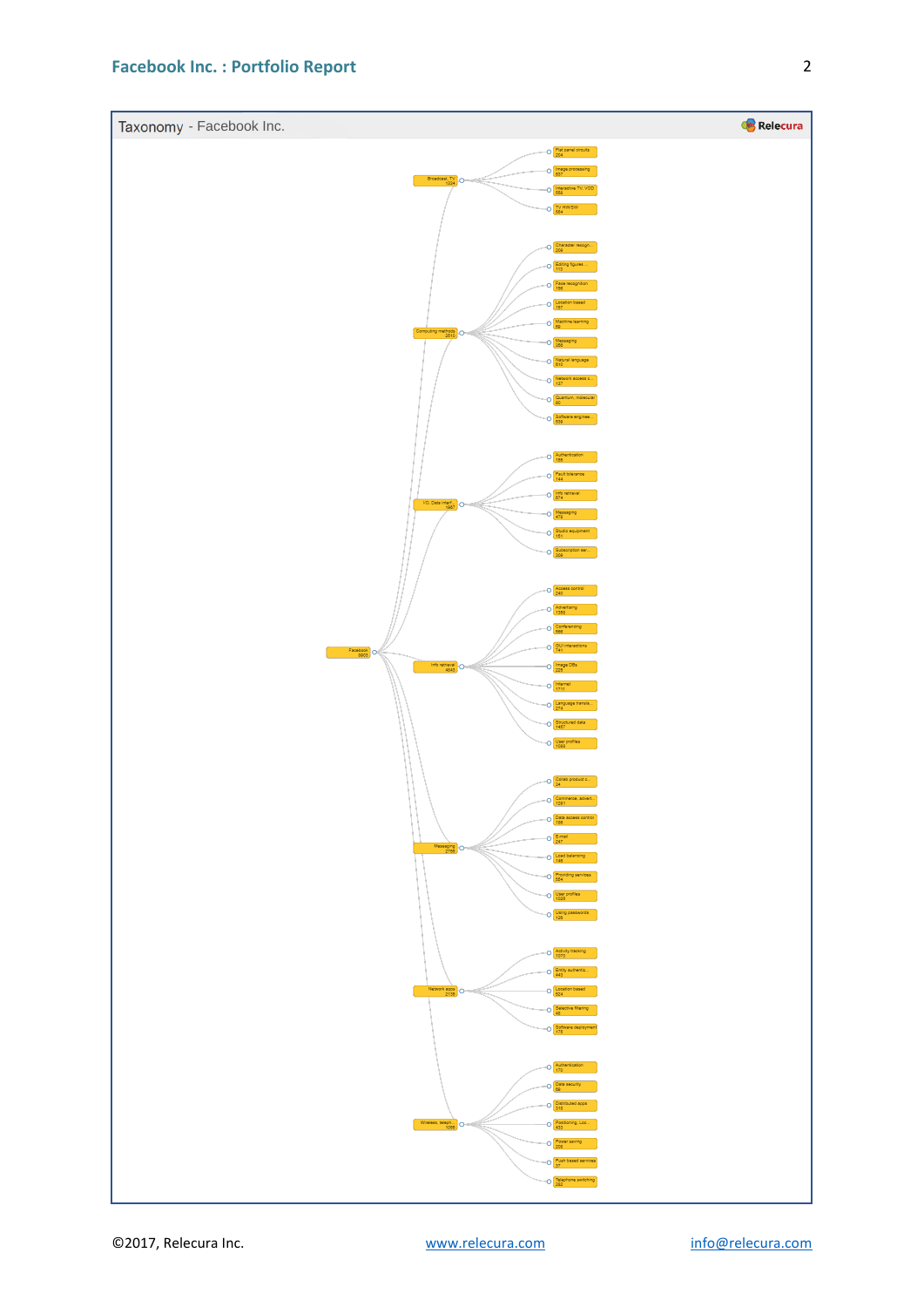## Taxonomy - Facebook Inc.

Relecura

- Facebook 8905
  - Broadcast, TV 1224
    - Flat panel circuits 204
    - Image processing 607
    - Interactive TV, VOD 556
    - TV H/W/SW 554
  - Computing methods 2510
    - Character recogn... 259
    - Editing figures ... 113
    - Face recognition 156
    - Location based 157
    - Machine learning 89
    - Messaging 350
    - Natural language 810
    - Network access c... 137
    - Quantum, molecular 90
    - Software enginee... 539
  - I/O, Data interf 1967
    - Authentication 155
    - Fault tolerance 144
    - Info retrieval 874
    - Messaging 419
    - Studio equipment 151
    - Subscription ser... 359
  - Info retrieval 4045
    - Access control 240
    - Advertising 1385
    - Conferencing 566
    - GUI interactions 741
    - Image DBs 229
    - Internet 1111
    - Language transla... 274
    - Structured data 1457
    - User profiles 1089
  - Messaging 2788
    - Cable product c... 34
    - Commerce, advert... 1291
    - Data access control 188
    - E-mail 247
    - Load balancing 149
    - Providing services 584
    - User profiles 1025
    - Using passwords 126
  - Network apps 2138
    - Activity tracking 1070
    - Entity authentic... 443
    - Location based 824
    - Selective filtering 46
    - Software deployment 176
  - Wireless, teleph... 1088
    - Authentication 170
    - Data security 88
    - Distributed apps 318
    - Positioning, Loc... 455
    - Power saving 209
    - Push based services 37
    - Telephone switching 282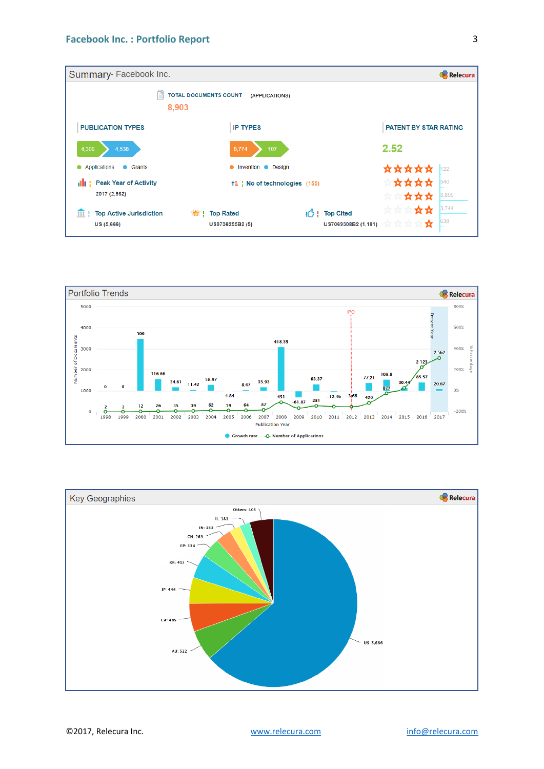## Summary- Facebook Inc.

Relecura

TOTAL DOCUMENTS COUNT (APPLICATIONS)

8,903

**PUBLICATION TYPES**

4,306 | 4,538

Applications · Grants

Peak Year of Activity
2017 (2,562)

Top Active Jurisdiction
US (5,666)

**IP TYPES**

8,774 | 107

Invention · Design

No of technologies (155)

Top Rated
US9736255B2 (5)

Top Cited
US7069308B2 (1,181)

**PATENT BY STAR RATING**

2.52

| Stars | Count |
|---|---|
| 5 | 122 |
| 4 | 540 |
| 3 | 3,859 |
| 2 | 3,744 |
| 1 | 538 |

## Portfolio Trends

Relecura

| Publication Year | Number of Applications | Growth rate (%) |
|---|---|---|
| 1998 | 2 | 0 |
| 1999 | 2 | 0 |
| 2000 | 12 | 500 |
| 2001 | 26 | 116.66 |
| 2002 | 35 | 34.61 |
| 2003 | 39 | 11.42 |
| 2004 | 62 | 58.97 |
| 2005 | 59 | -4.84 |
| 2006 | 64 | 8.47 |
| 2007 | 87 | 35.93 |
| 2008 | 451 | 418.39 |
| 2009 | 172 | -61.87 |
| 2010 | 281 | 63.37 |
| 2011 | | -12.46 |
| 2012 | | -3.66 |
| 2013 | 420 | 77.21 |
| 2014 | 877 | 108.8 |
| 2015 | | 30.44 |
| 2016 | 2 123 | 85.57 |
| 2017 | 2 562 | 20.67 |

IPO · Present Year

Growth rate · Number of Applications

## Key Geographies

Relecura

| Jurisdiction | Count |
|---|---|
| US | 5,666 |
| AU | 522 |
| CA | 485 |
| JP | 446 |
| KR | 412 |
| EP | 334 |
| CN | 269 |
| IN | 183 |
| IL | 181 |
| Others | 405 |

©2017, Relecura Inc. www.relecura.com info@relecura.com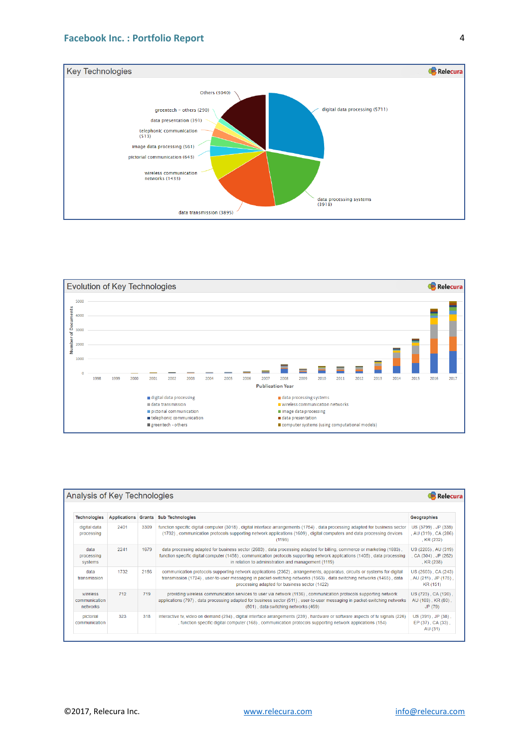## Key Technologies

- Others (3040)
- greentech - others (290)
- data presentation (391)
- telephonic communication (513)
- image data processing (561)
- pictorial communication (643)
- wireless communication networks (1433)
- data transmission (3895)
- data processing systems (3918)
- digital data processing (5711)

## Evolution of Key Technologies

Number of Documents (0–5000) by Publication Year (1998–2017)

Legend:
- digital data processing
- data processing systems
- data transmission
- wireless communication networks
- pictorial communication
- image data processing
- telephonic communication
- data presentation
- greentech - others
- computer systems (using computational models)

## Analysis of Key Technologies

| Technologies | Applications | Grants | Sub Technologies | Geographies |
|---|---|---|---|---|
| digital data processing | 2401 | 3309 | function specific digital computer (3018) , digital interface arrangements (1764) , data processing adapted for business sector (1702) , communication protocols supporting network applications (1609) , digital computers and data processing devices (1195) | US (3799) , JP (338) , AU (319) , CA (286) , KR (232) |
| data processing systems | 2241 | 1679 | data processing adapted for business sector (2683) , data processing adapted for billing, commerce or marketing (1883) , function specific digital computer (1456) , communication protocols supporting network applications (1405) , data processing in relation to administration and management (1119) | US (2205) , AU (319) , CA (304) , JP (262) , KR (238) |
| data transmission | 1732 | 2156 | communication protocols supporting network applications (2362) , arrangements, apparatus, circuits or systems for digital transmission (1724) , user-to-user messaging in packet-switching networks (1563) , data switching networks (1465) , data processing adapted for business sector (1422) | US (2603) , CA (243) , AU (211) , JP (175) , KR (151) |
| wireless communication networks | 712 | 719 | providing wireless communication services to user via network (1136) , communication protocols supporting network applications (797) , data processing adapted for business sector (511) , user-to-user messaging in packet-switching networks (501) , data switching networks (469) | US (723) , CA (120) , AU (103) , KR (80) , JP (79) |
| pictorial communication | 323 | 318 | interactive tv, video on demand (294) , digital interface arrangements (239) , hardware or software aspects of tv signals (226) , function specific digital computer (168) , communication protocols supporting network applications (154) | US (391) , JP (38) , EP (37) , CA (33) , AU (31) |

©2017, Relecura Inc. www.relecura.com info@relecura.com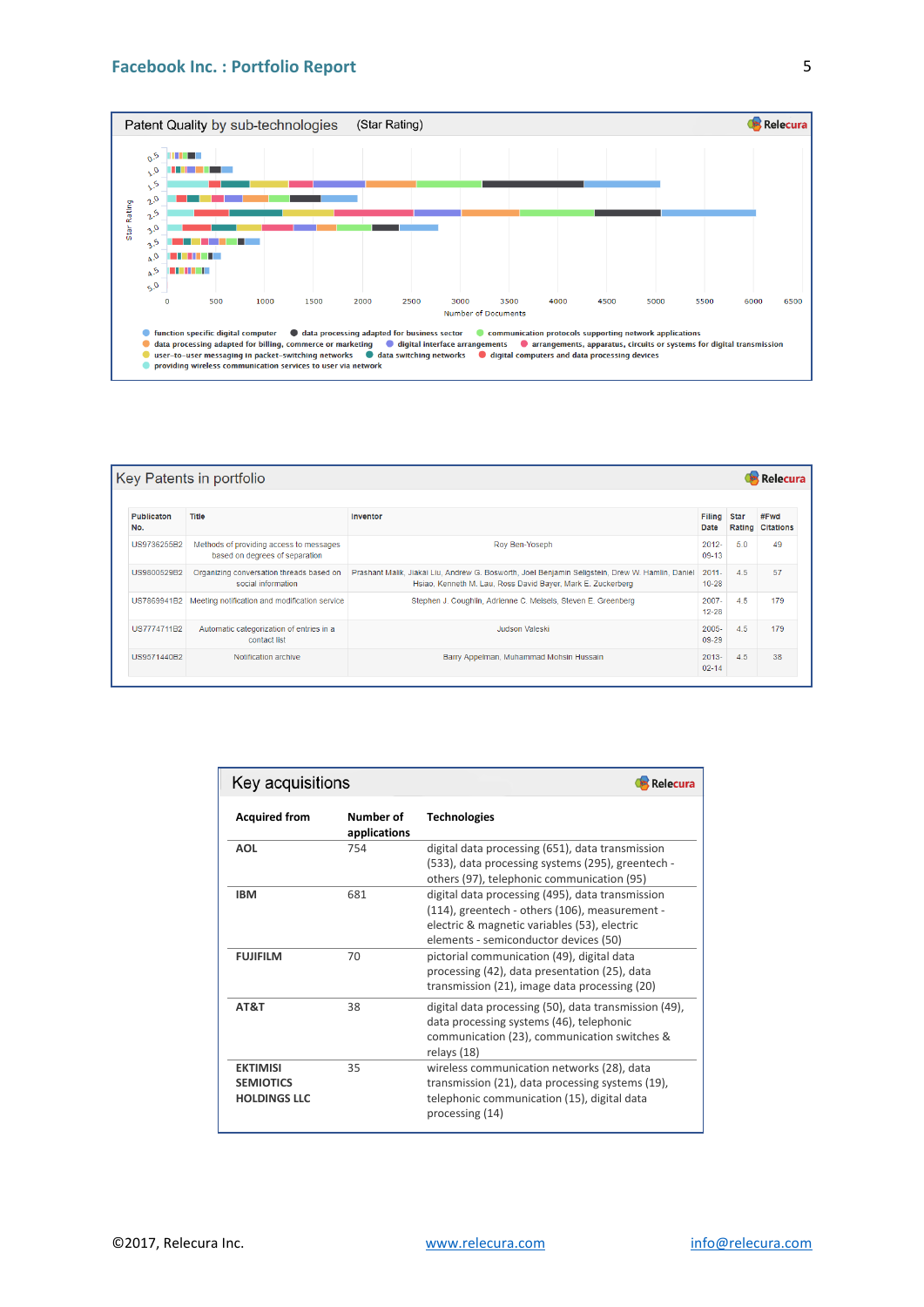## Patent Quality by sub-technologies (Star Rating)

Relecura

Star Rating: 0.5, 1.0, 1.5, 2.0, 2.5, 3.0, 3.5, 4.0, 4.5, 5.0

Number of Documents: 0, 500, 1000, 1500, 2000, 2500, 3000, 3500, 4000, 4500, 5000, 5500, 6000, 6500

- function specific digital computer
- data processing adapted for business sector
- communication protocols supporting network applications
- data processing adapted for billing, commerce or marketing
- digital interface arrangements
- arrangements, apparatus, circuits or systems for digital transmission
- user-to-user messaging in packet-switching networks
- data switching networks
- digital computers and data processing devices
- providing wireless communication services to user via network

## Key Patents in portfolio

Relecura

| Publicaton No. | Title | Inventor | Filing Date | Star Rating | #Fwd Citations |
|---|---|---|---|---|---|
| US9736255B2 | Methods of providing access to messages based on degrees of separation | Roy Ben-Yoseph | 2012-05-13 | 5.0 | 49 |
| US9800529B2 | Organizing conversation threads based on social information | Prashant Malik, Jiakai Liu, Andrew G. Bosworth, Joel Benjamin Seligstein, Drew W. Hamlin, Daniel Hsiao, Kenneth M. Lau, Ross David Bayer, Mark E. Zuckerberg | 2011-10-28 | 4.5 | 57 |
| US7869941B2 | Meeting notification and modification service | Stephen J. Coughlin, Adrienne C. Meisels, Steven E. Greenberg | 2007-12-28 | 4.5 | 179 |
| US7774711B2 | Automatic categorization of entries in a contact list | Judson Valeski | 2005-09-29 | 4.5 | 179 |
| US9571440B2 | Notification archive | Barry Appelman, Muhammad Mohsin Hussain | 2013-02-14 | 4.5 | 38 |

## Key acquisitions

Relecura

| Acquired from | Number of applications | Technologies |
|---|---|---|
| **AOL** | 754 | digital data processing (651), data transmission (533), data processing systems (295), greentech - others (97), telephonic communication (95) |
| **IBM** | 681 | digital data processing (495), data transmission (114), greentech - others (106), measurement - electric & magnetic variables (53), electric elements - semiconductor devices (50) |
| **FUJIFILM** | 70 | pictorial communication (49), digital data processing (42), data presentation (25), data transmission (21), image data processing (20) |
| **AT&T** | 38 | digital data processing (50), data transmission (49), data processing systems (46), telephonic communication (23), communication switches & relays (18) |
| **EKTIMISI SEMIOTICS HOLDINGS LLC** | 35 | wireless communication networks (28), data transmission (21), data processing systems (19), telephonic communication (15), digital data processing (14) |

©2017, Relecura Inc. www.relecura.com info@relecura.com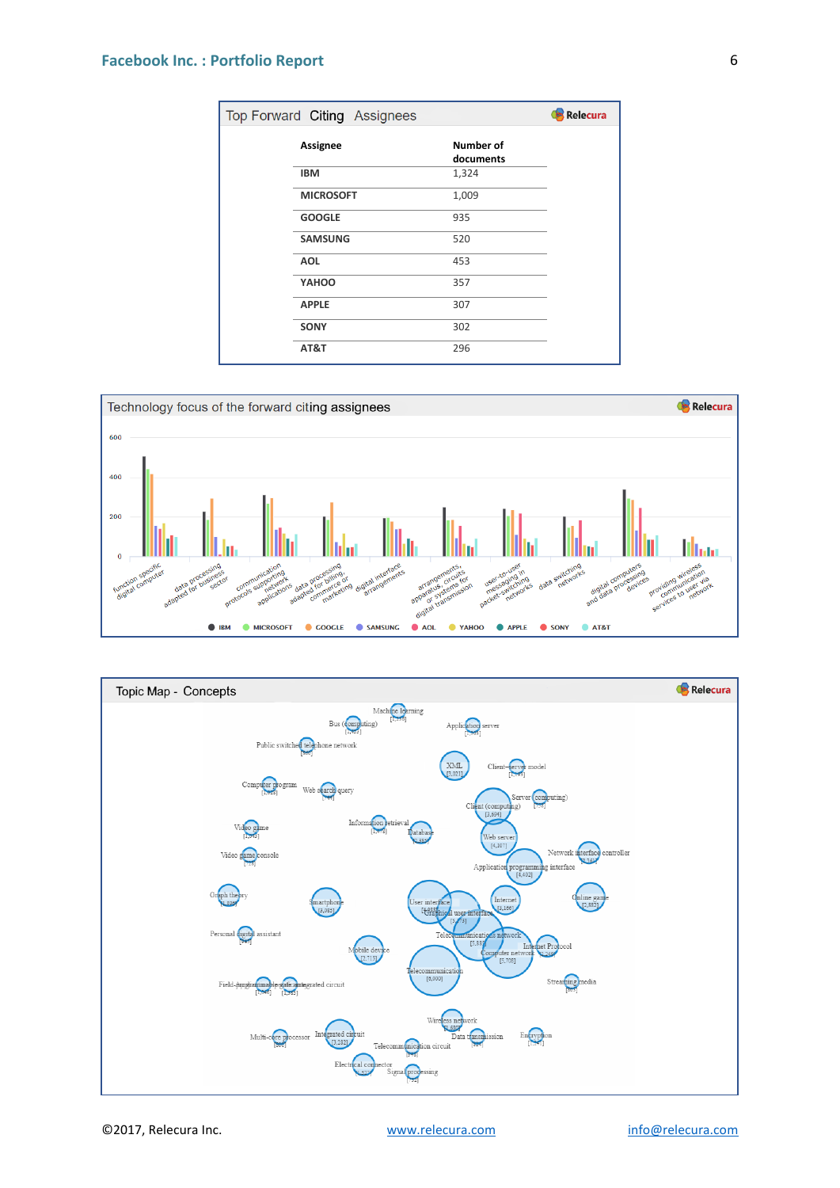## Top Forward Citing Assignees

| Assignee | Number of documents |
|---|---|
| IBM | 1,324 |
| MICROSOFT | 1,009 |
| GOOGLE | 935 |
| SAMSUNG | 520 |
| AOL | 453 |
| YAHOO | 357 |
| APPLE | 307 |
| SONY | 302 |
| AT&T | 296 |

## Technology focus of the forward citing assignees

## Topic Map - Concepts

©2017, Relecura Inc. www.relecura.com info@relecura.com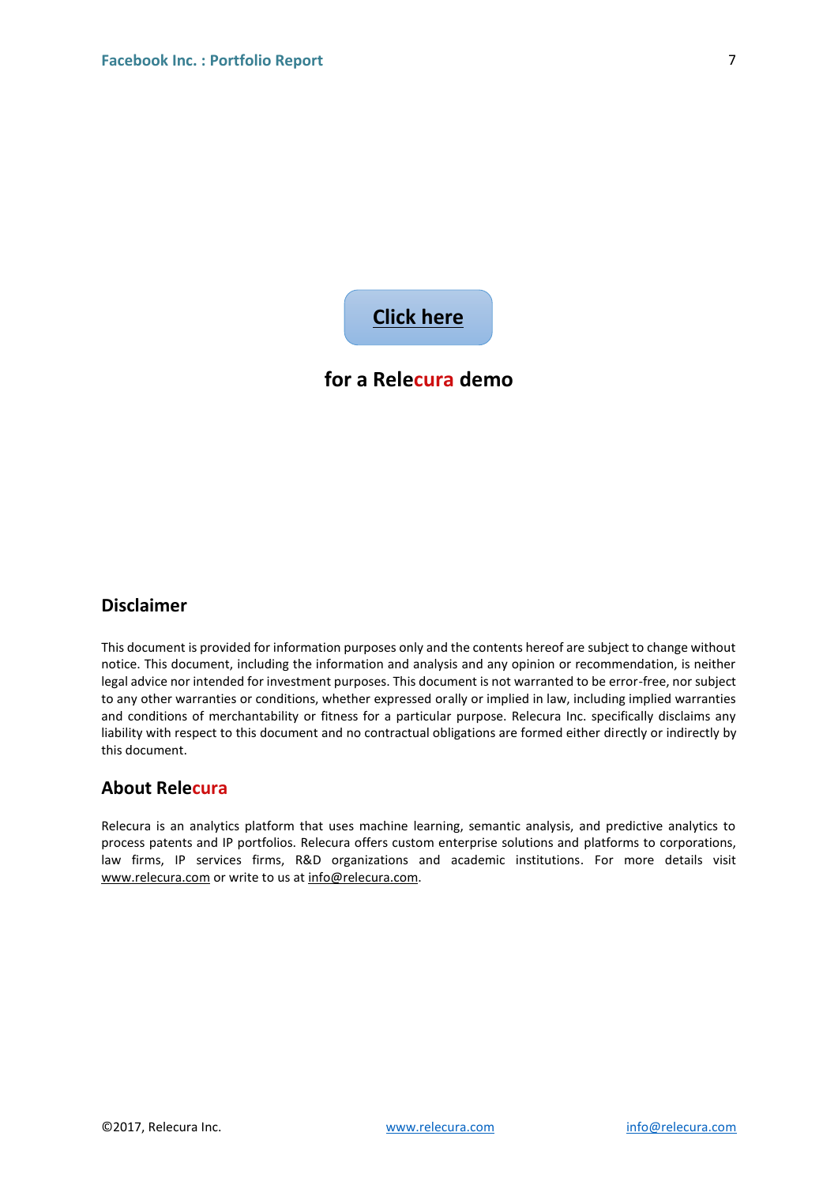**Click here**

**for a Relecura demo**

## Disclaimer

This document is provided for information purposes only and the contents hereof are subject to change without notice. This document, including the information and analysis and any opinion or recommendation, is neither legal advice nor intended for investment purposes. This document is not warranted to be error-free, nor subject to any other warranties or conditions, whether expressed orally or implied in law, including implied warranties and conditions of merchantability or fitness for a particular purpose. Relecura Inc. specifically disclaims any liability with respect to this document and no contractual obligations are formed either directly or indirectly by this document.

## About Relecura

Relecura is an analytics platform that uses machine learning, semantic analysis, and predictive analytics to process patents and IP portfolios. Relecura offers custom enterprise solutions and platforms to corporations, law firms, IP services firms, R&D organizations and academic institutions. For more details visit www.relecura.com or write to us at info@relecura.com.

©2017, Relecura Inc. www.relecura.com info@relecura.com